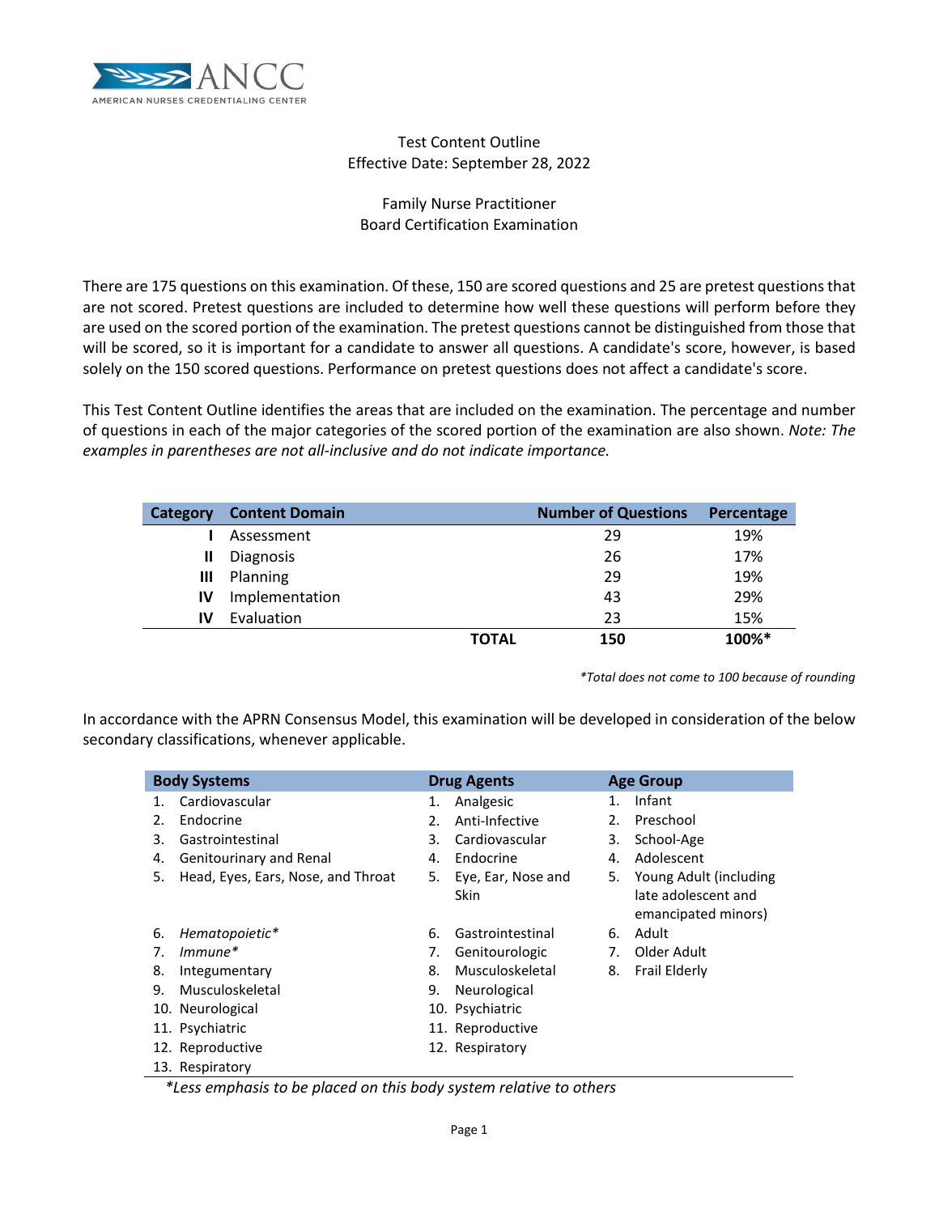ANCC
AMERICAN NURSES CREDENTIALING CENTER

Test Content Outline
Effective Date: September 28, 2022

# Family Nurse Practitioner
# Board Certification Examination

There are 175 questions on this examination. Of these, 150 are scored questions and 25 are pretest questions that are not scored. Pretest questions are included to determine how well these questions will perform before they are used on the scored portion of the examination. The pretest questions cannot be distinguished from those that will be scored, so it is important for a candidate to answer all questions. A candidate's score, however, is based solely on the 150 scored questions. Performance on pretest questions does not affect a candidate's score.

This Test Content Outline identifies the areas that are included on the examination. The percentage and number of questions in each of the major categories of the scored portion of the examination are also shown. *Note: The examples in parentheses are not all-inclusive and do not indicate importance.*

| Category | Content Domain | | Number of Questions | Percentage |
|---|---|---|---|---|
| I | Assessment | | 29 | 19% |
| II | Diagnosis | | 26 | 17% |
| III | Planning | | 29 | 19% |
| IV | Implementation | | 43 | 29% |
| IV | Evaluation | | 23 | 15% |
| | | **TOTAL** | **150** | **100%*** |

*\*Total does not come to 100 because of rounding*

In accordance with the APRN Consensus Model, this examination will be developed in consideration of the below secondary classifications, whenever applicable.

| Body Systems | Drug Agents | Age Group |
|---|---|---|
| 1. Cardiovascular | 1. Analgesic | 1. Infant |
| 2. Endocrine | 2. Anti-Infective | 2. Preschool |
| 3. Gastrointestinal | 3. Cardiovascular | 3. School-Age |
| 4. Genitourinary and Renal | 4. Endocrine | 4. Adolescent |
| 5. Head, Eyes, Ears, Nose, and Throat | 5. Eye, Ear, Nose and Skin | 5. Young Adult (including late adolescent and emancipated minors) |
| 6. *Hematopoietic** | 6. Gastrointestinal | 6. Adult |
| 7. *Immune** | 7. Genitourologic | 7. Older Adult |
| 8. Integumentary | 8. Musculoskeletal | 8. Frail Elderly |
| 9. Musculoskeletal | 9. Neurological | |
| 10. Neurological | 10. Psychiatric | |
| 11. Psychiatric | 11. Reproductive | |
| 12. Reproductive | 12. Respiratory | |
| 13. Respiratory | | |

*\*Less emphasis to be placed on this body system relative to others*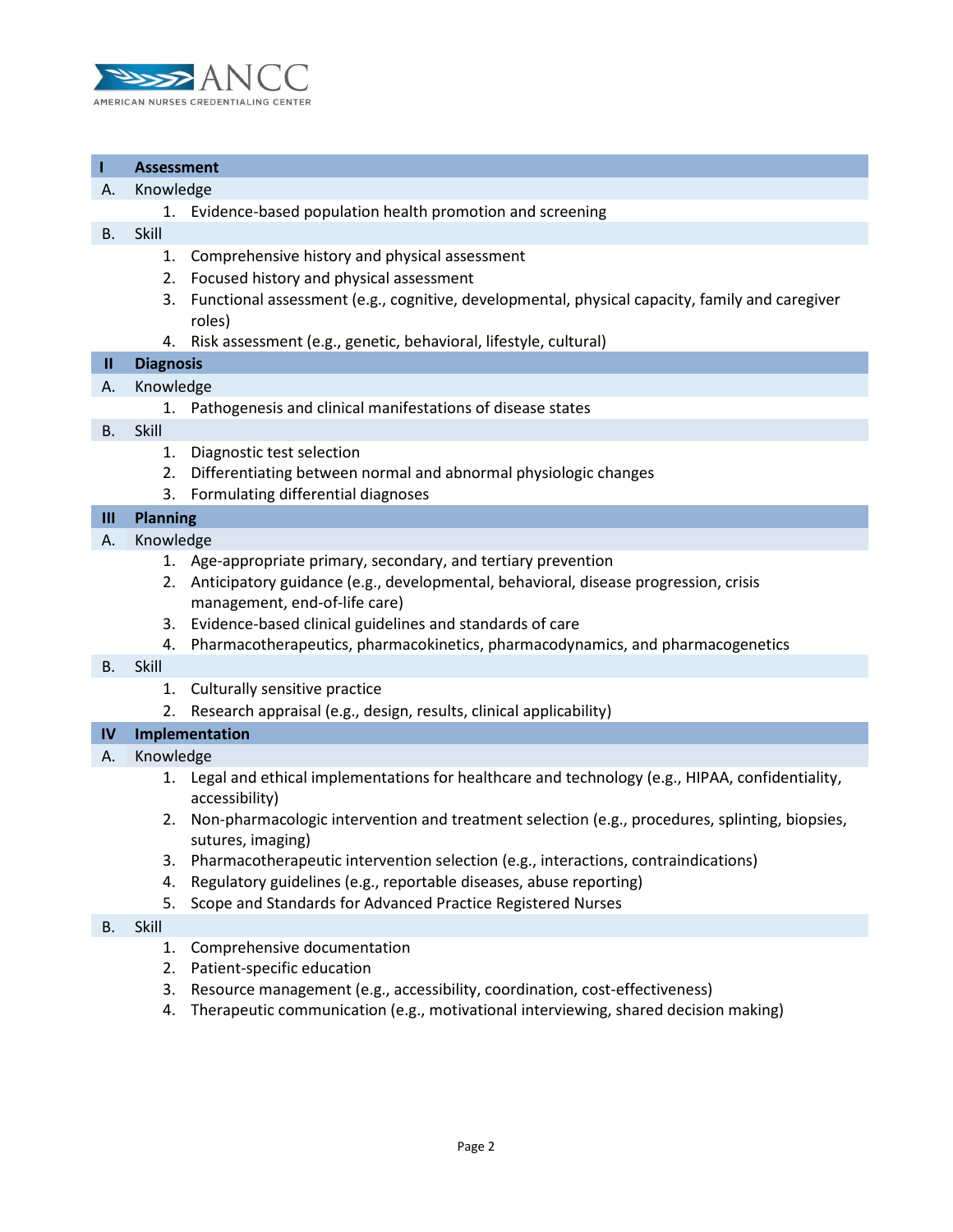## I Assessment

### A. Knowledge

1. Evidence-based population health promotion and screening

### B. Skill

1. Comprehensive history and physical assessment
2. Focused history and physical assessment
3. Functional assessment (e.g., cognitive, developmental, physical capacity, family and caregiver roles)
4. Risk assessment (e.g., genetic, behavioral, lifestyle, cultural)

## II Diagnosis

### A. Knowledge

1. Pathogenesis and clinical manifestations of disease states

### B. Skill

1. Diagnostic test selection
2. Differentiating between normal and abnormal physiologic changes
3. Formulating differential diagnoses

## III Planning

### A. Knowledge

1. Age-appropriate primary, secondary, and tertiary prevention
2. Anticipatory guidance (e.g., developmental, behavioral, disease progression, crisis management, end-of-life care)
3. Evidence-based clinical guidelines and standards of care
4. Pharmacotherapeutics, pharmacokinetics, pharmacodynamics, and pharmacogenetics

### B. Skill

1. Culturally sensitive practice
2. Research appraisal (e.g., design, results, clinical applicability)

## IV Implementation

### A. Knowledge

1. Legal and ethical implementations for healthcare and technology (e.g., HIPAA, confidentiality, accessibility)
2. Non-pharmacologic intervention and treatment selection (e.g., procedures, splinting, biopsies, sutures, imaging)
3. Pharmacotherapeutic intervention selection (e.g., interactions, contraindications)
4. Regulatory guidelines (e.g., reportable diseases, abuse reporting)
5. Scope and Standards for Advanced Practice Registered Nurses

### B. Skill

1. Comprehensive documentation
2. Patient-specific education
3. Resource management (e.g., accessibility, coordination, cost-effectiveness)
4. Therapeutic communication (e.g., motivational interviewing, shared decision making)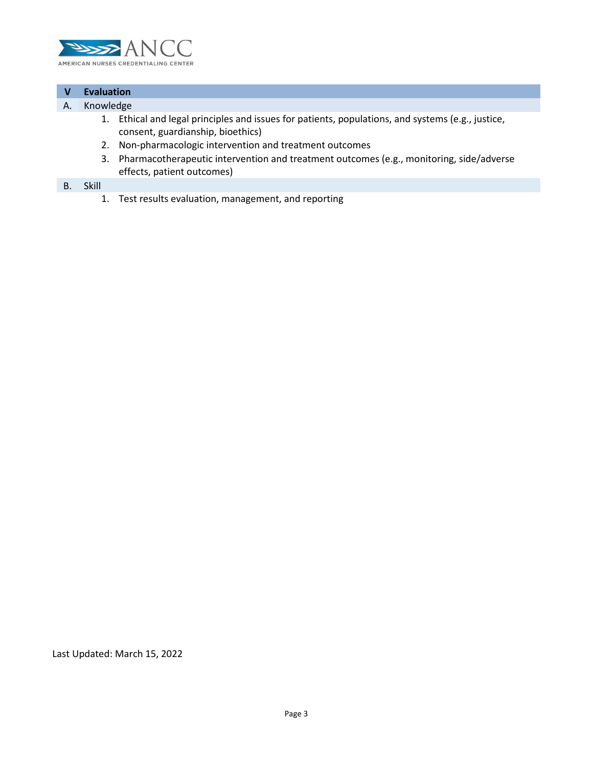## V Evaluation

### A. Knowledge

1. Ethical and legal principles and issues for patients, populations, and systems (e.g., justice, consent, guardianship, bioethics)
2. Non-pharmacologic intervention and treatment outcomes
3. Pharmacotherapeutic intervention and treatment outcomes (e.g., monitoring, side/adverse effects, patient outcomes)

### B. Skill

1. Test results evaluation, management, and reporting

Last Updated: March 15, 2022